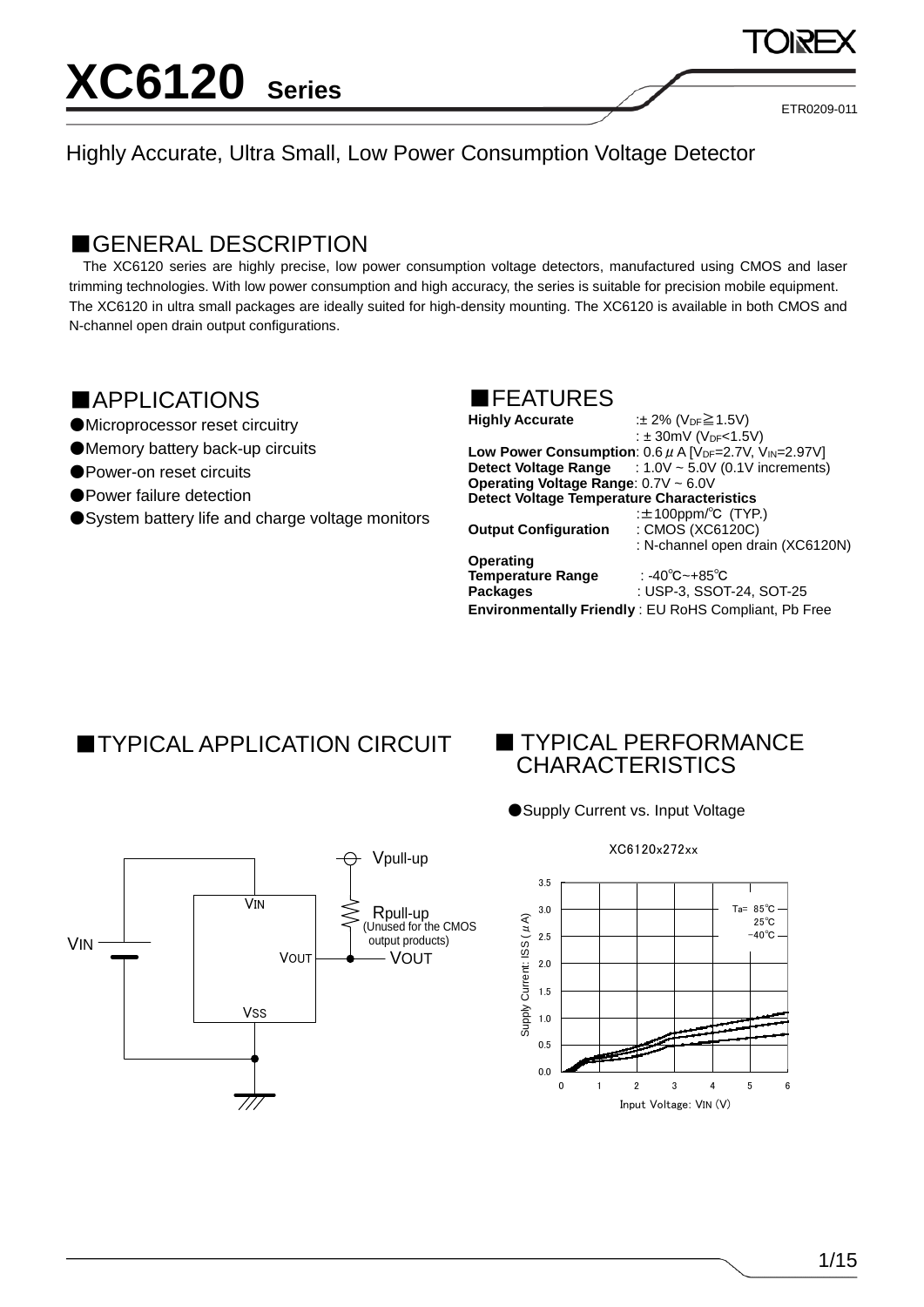# XC6120 Series

Highly Accurate, Ultra Small, Low Power Consumption Voltage Detector

## ■GENERAL DESCRIPTION

The XC6120 series are highly precise, low power consumption voltage detectors, manufactured using CMOS and laser trimming technologies. With low power consumption and high accuracy, the series is suitable for precision mobile equipment. The XC6120 in ultra small packages are ideally suited for high-density mounting. The XC6120 is available in both CMOS and N-channel open drain output configurations.

## ■APPLICATIONS

●Microprocessor reset circuitry

●Memory battery back-up circuits

●Power-on reset circuits

●Power failure detection

●System battery life and charge voltage monitors

## ■FEATURES

**Highly Accurate** : ± 2% ($V_{DF}$≧1.5V)
: ± 30mV ($V_{DF}$<1.5V)

**Low Power Consumption**: 0.6 μA [$V_{DF}$=2.7V, $V_{IN}$=2.97V]

**Detect Voltage Range** : 1.0V ~ 5.0V (0.1V increments)

**Operating Voltage Range**: 0.7V ~ 6.0V

**Detect Voltage Temperature Characteristics**
: ±100ppm/℃ (TYP.)

**Output Configuration** : CMOS (XC6120C)
: N-channel open drain (XC6120N)

**Operating Temperature Range** : -40℃~+85℃

**Packages** : USP-3, SSOT-24, SOT-25

**Environmentally Friendly** : EU RoHS Compliant, Pb Free

## ■TYPICAL APPLICATION CIRCUIT

## ■TYPICAL PERFORMANCE CHARACTERISTICS

●Supply Current vs. Input Voltage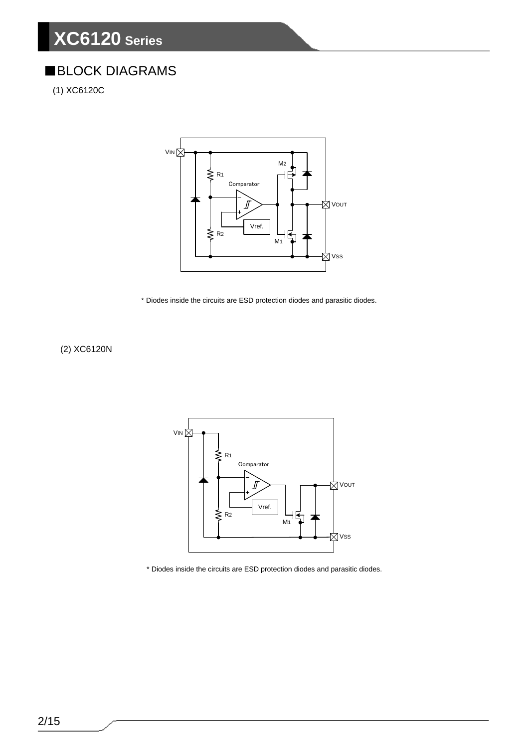## ■BLOCK DIAGRAMS

(1) XC6120C

* Diodes inside the circuits are ESD protection diodes and parasitic diodes.

(2) XC6120N

* Diodes inside the circuits are ESD protection diodes and parasitic diodes.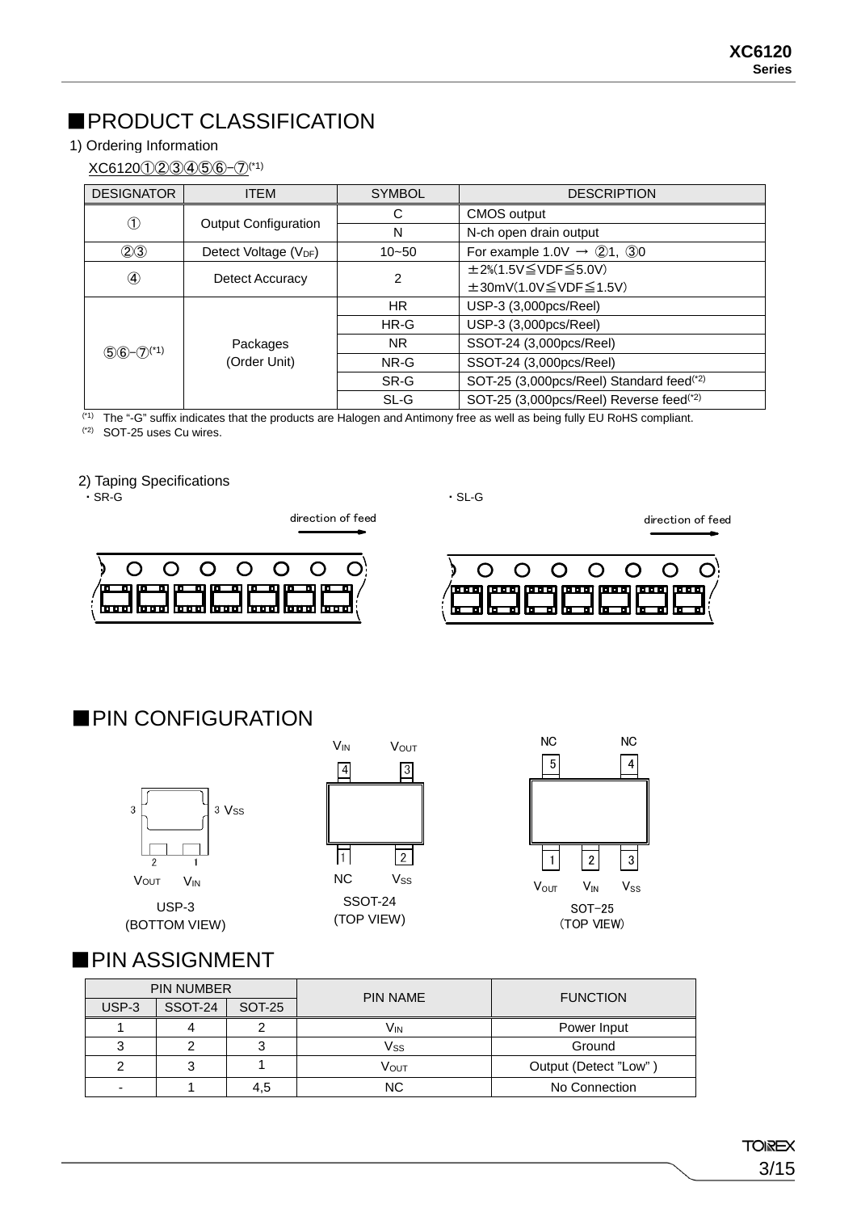## ■PRODUCT CLASSIFICATION

1) Ordering Information

XC6120①②③④⑤⑥-⑦(*1)

| DESIGNATOR | ITEM | SYMBOL | DESCRIPTION |
|---|---|---|---|
| ① | Output Configuration | C | CMOS output |
| | | N | N-ch open drain output |
| ②③ | Detect Voltage ($V_{DF}$) | 10~50 | For example 1.0V → ②1, ③0 |
| ④ | Detect Accuracy | 2 | ±2%(1.5V≦VDF≦5.0V)<br>±30mV(1.0V≦VDF≦1.5V) |
| ⑤⑥-⑦(*1) | Packages (Order Unit) | HR | USP-3 (3,000pcs/Reel) |
| | | HR-G | USP-3 (3,000pcs/Reel) |
| | | NR | SSOT-24 (3,000pcs/Reel) |
| | | NR-G | SSOT-24 (3,000pcs/Reel) |
| | | SR-G | SOT-25 (3,000pcs/Reel) Standard feed(*2) |
| | | SL-G | SOT-25 (3,000pcs/Reel) Reverse feed(*2) |

(*1) The "-G" suffix indicates that the products are Halogen and Antimony free as well as being fully EU RoHS compliant.
(*2) SOT-25 uses Cu wires.

2) Taping Specifications

・SR-G

direction of feed

・SL-G

direction of feed

## ■PIN CONFIGURATION

USP-3 (BOTTOM VIEW): 3 $V_{SS}$, 2 $V_{OUT}$, 1 $V_{IN}$

SSOT-24 (TOP VIEW): 4 $V_{IN}$, 3 $V_{OUT}$, 1 NC, 2 $V_{SS}$

SOT-25 (TOP VIEW): 5 NC, 4 NC, 1 $V_{OUT}$, 2 $V_{IN}$, 3 $V_{SS}$

## ■PIN ASSIGNMENT

| PIN NUMBER | | | PIN NAME | FUNCTION |
|---|---|---|---|---|
| USP-3 | SSOT-24 | SOT-25 | | |
| 1 | 4 | 2 | $V_{IN}$ | Power Input |
| 3 | 2 | 3 | $V_{SS}$ | Ground |
| 2 | 3 | 1 | $V_{OUT}$ | Output (Detect "Low") |
| - | 1 | 4,5 | NC | No Connection |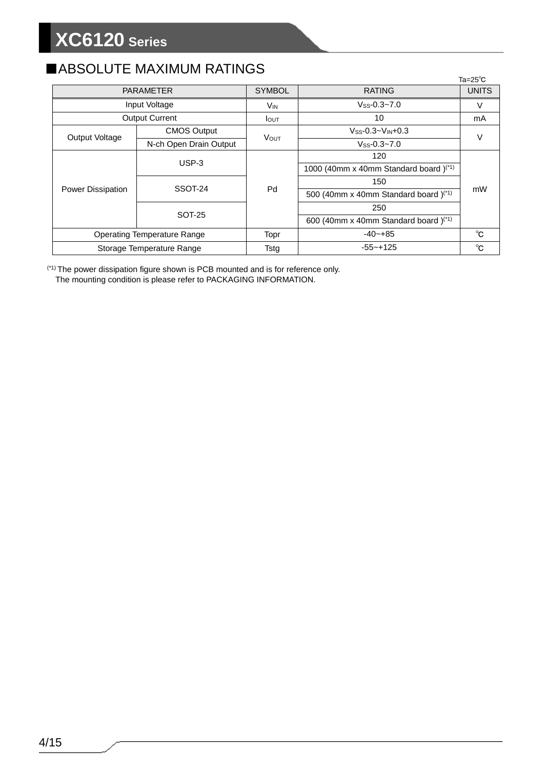## ■ABSOLUTE MAXIMUM RATINGS

Ta=25℃

| PARAMETER | | SYMBOL | RATING | UNITS |
|---|---|---|---|---|
| Input Voltage | | $V_{IN}$ | $V_{SS}$-0.3~7.0 | V |
| Output Current | | $I_{OUT}$ | 10 | mA |
| Output Voltage | CMOS Output | $V_{OUT}$ | $V_{SS}$-0.3~$V_{IN}$+0.3 | V |
| | N-ch Open Drain Output | | $V_{SS}$-0.3~7.0 | |
| Power Dissipation | USP-3 | Pd | 120 | mW |
| | | | 1000 (40mm x 40mm Standard board )(*1) | |
| | SSOT-24 | | 150 | |
| | | | 500 (40mm x 40mm Standard board )(*1) | |
| | SOT-25 | | 250 | |
| | | | 600 (40mm x 40mm Standard board )(*1) | |
| Operating Temperature Range | | Topr | -40~+85 | ℃ |
| Storage Temperature Range | | Tstg | -55~+125 | ℃ |

(*1) The power dissipation figure shown is PCB mounted and is for reference only.
The mounting condition is please refer to PACKAGING INFORMATION.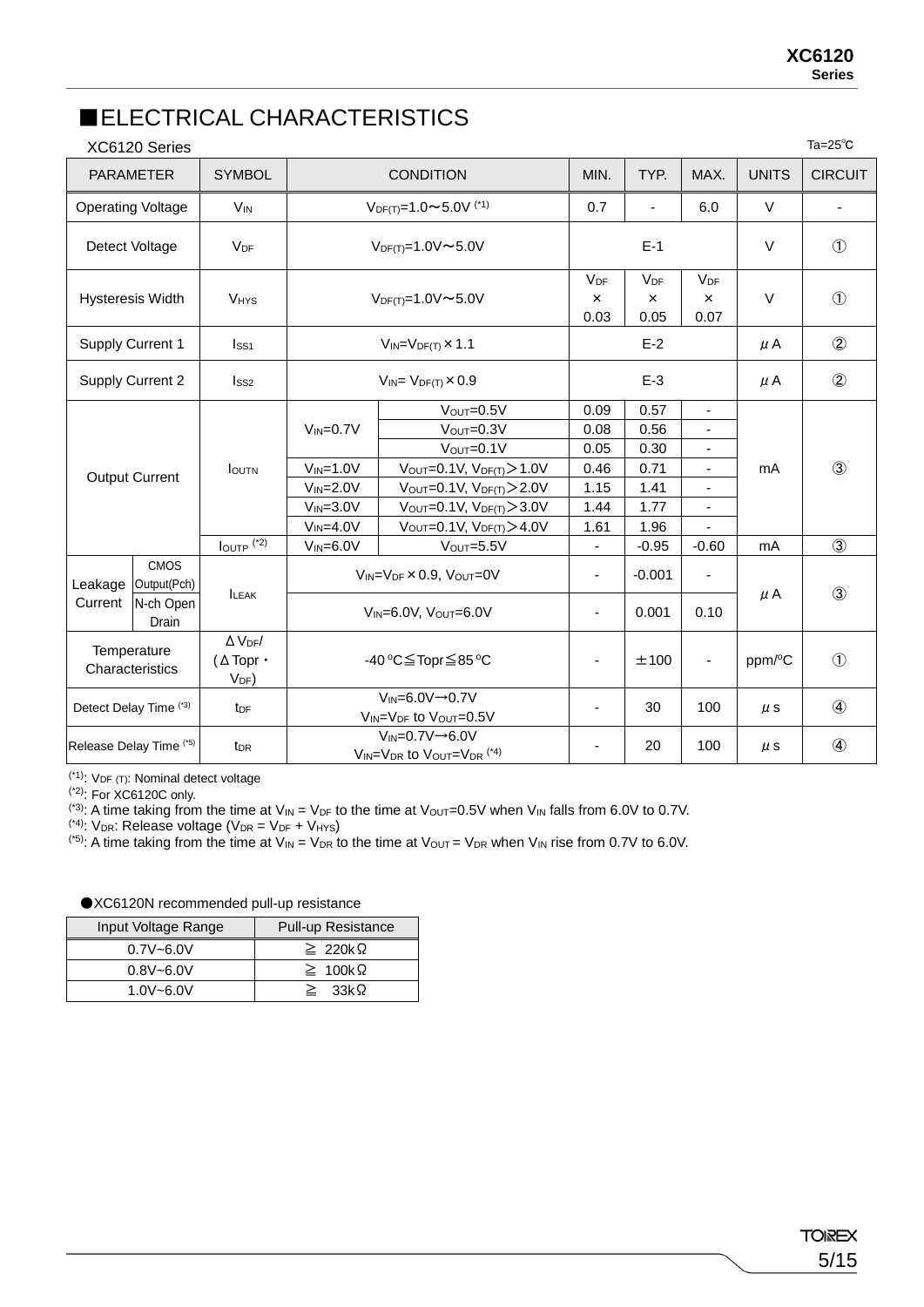## ■ELECTRICAL CHARACTERISTICS

XC6120 Series

Ta=25℃

| PARAMETER | | SYMBOL | CONDITION | | MIN. | TYP. | MAX. | UNITS | CIRCUIT |
|---|---|---|---|---|---|---|---|---|---|
| Operating Voltage | | $V_{IN}$ | $V_{DF(T)}$=1.0～5.0V (*1) | | 0.7 | - | 6.0 | V | - |
| Detect Voltage | | $V_{DF}$ | $V_{DF(T)}$=1.0V～5.0V | | E-1 | | | V | ① |
| Hysteresis Width | | $V_{HYS}$ | $V_{DF(T)}$=1.0V～5.0V | | $V_{DF}$ × 0.03 | $V_{DF}$ × 0.05 | $V_{DF}$ × 0.07 | V | ① |
| Supply Current 1 | | $I_{SS1}$ | $V_{IN}$=$V_{DF(T)}$×1.1 | | E-2 | | | μA | ② |
| Supply Current 2 | | $I_{SS2}$ | $V_{IN}$= $V_{DF(T)}$×0.9 | | E-3 | | | μA | ② |
| Output Current | | $I_{OUTN}$ | $V_{IN}$=0.7V | $V_{OUT}$=0.5V | 0.09 | 0.57 | - | mA | ③ |
| | | | | $V_{OUT}$=0.3V | 0.08 | 0.56 | - | | |
| | | | | $V_{OUT}$=0.1V | 0.05 | 0.30 | - | | |
| | | | $V_{IN}$=1.0V | $V_{OUT}$=0.1V, $V_{DF(T)}$＞1.0V | 0.46 | 0.71 | - | | |
| | | | $V_{IN}$=2.0V | $V_{OUT}$=0.1V, $V_{DF(T)}$＞2.0V | 1.15 | 1.41 | - | | |
| | | | $V_{IN}$=3.0V | $V_{OUT}$=0.1V, $V_{DF(T)}$＞3.0V | 1.44 | 1.77 | - | | |
| | | | $V_{IN}$=4.0V | $V_{OUT}$=0.1V, $V_{DF(T)}$＞4.0V | 1.61 | 1.96 | - | | |
| | | $I_{OUTP}$ (*2) | $V_{IN}$=6.0V | $V_{OUT}$=5.5V | - | -0.95 | -0.60 | mA | ③ |
| Leakage Current | CMOS Output(Pch) | $I_{LEAK}$ | $V_{IN}$=$V_{DF}$×0.9, $V_{OUT}$=0V | | - | -0.001 | - | μA | ③ |
| | N-ch Open Drain | | $V_{IN}$=6.0V, $V_{OUT}$=6.0V | | - | 0.001 | 0.10 | | |
| Temperature Characteristics | | $\Delta V_{DF}$/ ($\Delta$Topr・$V_{DF}$) | -40℃≦Topr≦85℃ | | - | ±100 | - | ppm/℃ | ① |
| Detect Delay Time (*3) | | $t_{DF}$ | $V_{IN}$=6.0V→0.7V $V_{IN}$=$V_{DF}$ to $V_{OUT}$=0.5V | | - | 30 | 100 | μs | ④ |
| Release Delay Time (*5) | | $t_{DR}$ | $V_{IN}$=0.7V→6.0V $V_{IN}$=$V_{DR}$ to $V_{OUT}$=$V_{DR}$ (*4) | | - | 20 | 100 | μs | ④ |

(*1): $V_{DF(T)}$: Nominal detect voltage
(*2): For XC6120C only.
(*3): A time taking from the time at $V_{IN}$ = $V_{DF}$ to the time at $V_{OUT}$=0.5V when $V_{IN}$ falls from 6.0V to 0.7V.
(*4): $V_{DR}$: Release voltage ($V_{DR}$ = $V_{DF}$ + $V_{HYS}$)
(*5): A time taking from the time at $V_{IN}$ = $V_{DR}$ to the time at $V_{OUT}$ = $V_{DR}$ when $V_{IN}$ rise from 0.7V to 6.0V.

●XC6120N recommended pull-up resistance

| Input Voltage Range | Pull-up Resistance |
|---|---|
| 0.7V~6.0V | ≧ 220kΩ |
| 0.8V~6.0V | ≧ 100kΩ |
| 1.0V~6.0V | ≧ 33kΩ |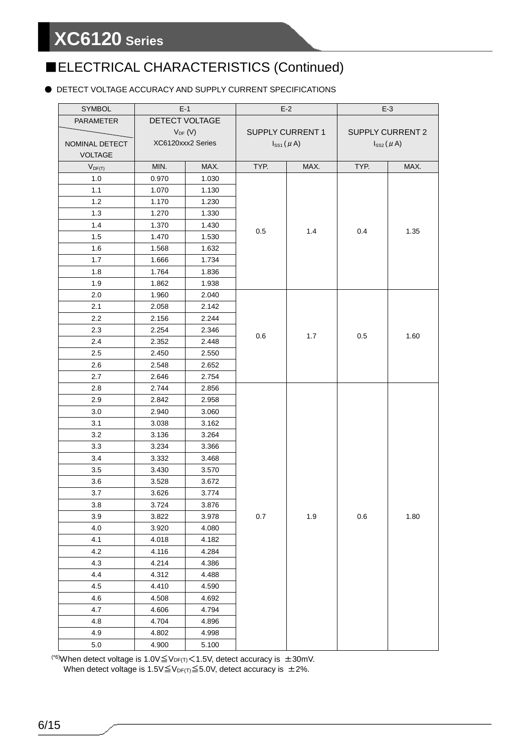## ■ELECTRICAL CHARACTERISTICS (Continued)

● DETECT VOLTAGE ACCURACY AND SUPPLY CURRENT SPECIFICATIONS

| SYMBOL | E-1 | | E-2 | | E-3 | |
|---|---|---|---|---|---|---|
| PARAMETER / NOMINAL DETECT VOLTAGE | DETECT VOLTAGE $V_{DF}$ (V) XC6120xxx2 Series | | SUPPLY CURRENT 1 $I_{SS1}$ ($\mu$A) | | SUPPLY CURRENT 2 $I_{SS2}$ ($\mu$A) | |
| $V_{DF(T)}$ | MIN. | MAX. | TYP. | MAX. | TYP. | MAX. |
| 1.0 | 0.970 | 1.030 | 0.5 | 1.4 | 0.4 | 1.35 |
| 1.1 | 1.070 | 1.130 | | | | |
| 1.2 | 1.170 | 1.230 | | | | |
| 1.3 | 1.270 | 1.330 | | | | |
| 1.4 | 1.370 | 1.430 | | | | |
| 1.5 | 1.470 | 1.530 | | | | |
| 1.6 | 1.568 | 1.632 | | | | |
| 1.7 | 1.666 | 1.734 | | | | |
| 1.8 | 1.764 | 1.836 | | | | |
| 1.9 | 1.862 | 1.938 | | | | |
| 2.0 | 1.960 | 2.040 | 0.6 | 1.7 | 0.5 | 1.60 |
| 2.1 | 2.058 | 2.142 | | | | |
| 2.2 | 2.156 | 2.244 | | | | |
| 2.3 | 2.254 | 2.346 | | | | |
| 2.4 | 2.352 | 2.448 | | | | |
| 2.5 | 2.450 | 2.550 | | | | |
| 2.6 | 2.548 | 2.652 | | | | |
| 2.7 | 2.646 | 2.754 | | | | |
| 2.8 | 2.744 | 2.856 | 0.7 | 1.9 | 0.6 | 1.80 |
| 2.9 | 2.842 | 2.958 | | | | |
| 3.0 | 2.940 | 3.060 | | | | |
| 3.1 | 3.038 | 3.162 | | | | |
| 3.2 | 3.136 | 3.264 | | | | |
| 3.3 | 3.234 | 3.366 | | | | |
| 3.4 | 3.332 | 3.468 | | | | |
| 3.5 | 3.430 | 3.570 | | | | |
| 3.6 | 3.528 | 3.672 | | | | |
| 3.7 | 3.626 | 3.774 | | | | |
| 3.8 | 3.724 | 3.876 | | | | |
| 3.9 | 3.822 | 3.978 | | | | |
| 4.0 | 3.920 | 4.080 | | | | |
| 4.1 | 4.018 | 4.182 | | | | |
| 4.2 | 4.116 | 4.284 | | | | |
| 4.3 | 4.214 | 4.386 | | | | |
| 4.4 | 4.312 | 4.488 | | | | |
| 4.5 | 4.410 | 4.590 | | | | |
| 4.6 | 4.508 | 4.692 | | | | |
| 4.7 | 4.606 | 4.794 | | | | |
| 4.8 | 4.704 | 4.896 | | | | |
| 4.9 | 4.802 | 4.998 | | | | |
| 5.0 | 4.900 | 5.100 | | | | |

(*6) When detect voltage is $1.0V \leqq V_{DF(T)} < 1.5V$, detect accuracy is ±30mV.
When detect voltage is $1.5V \leqq V_{DF(T)} \leqq 5.0V$, detect accuracy is ±2%.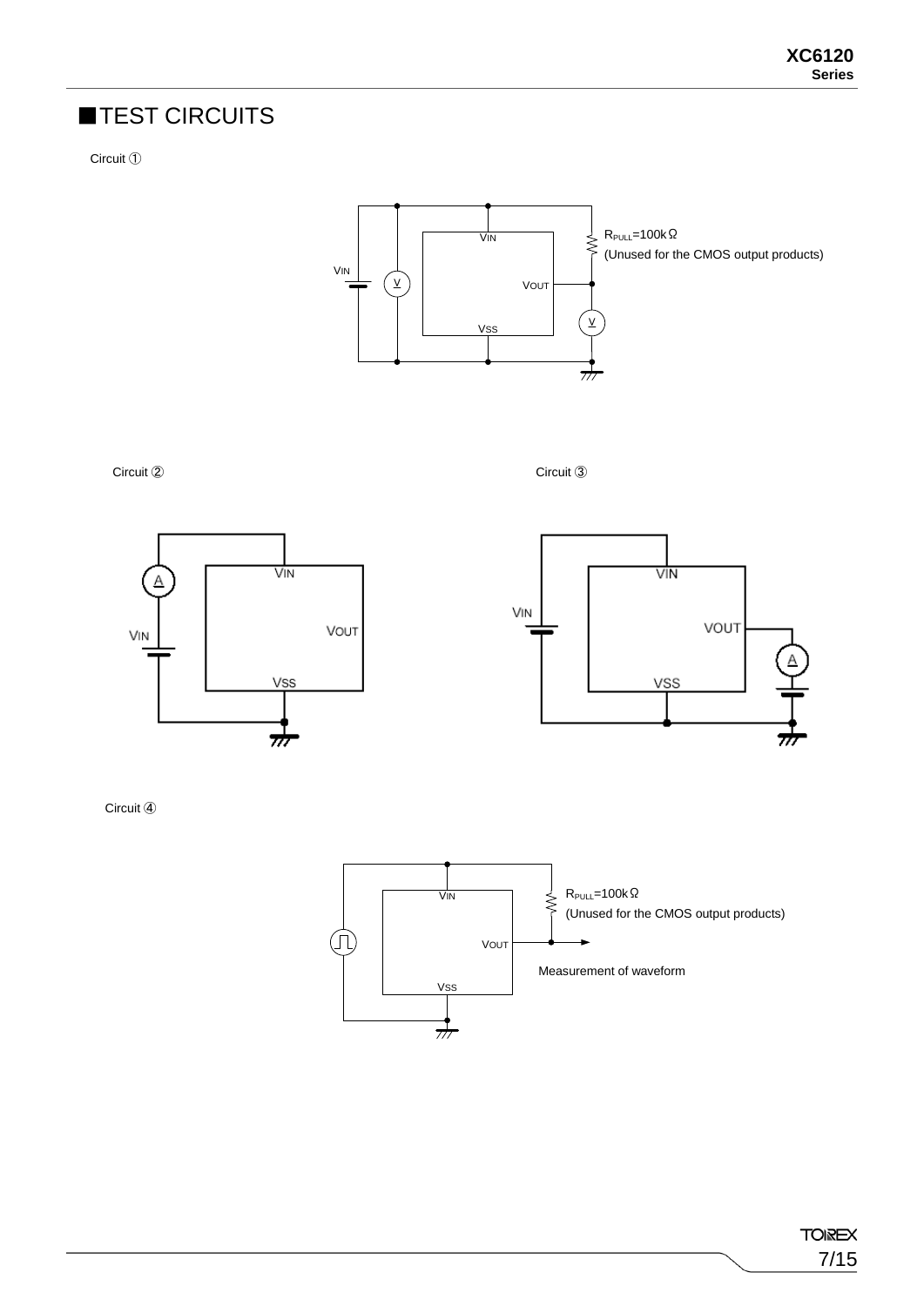## ■TEST CIRCUITS

Circuit ①

VIN

VIN

VOUT

VSS

$R_{PULL}$=100kΩ
(Unused for the CMOS output products)

Circuit ②

VIN

VIN

VOUT

VSS

Circuit ③

VIN

VIN

VOUT

VSS

Circuit ④

VIN

VOUT

VSS

$R_{PULL}$=100kΩ
(Unused for the CMOS output products)

Measurement of waveform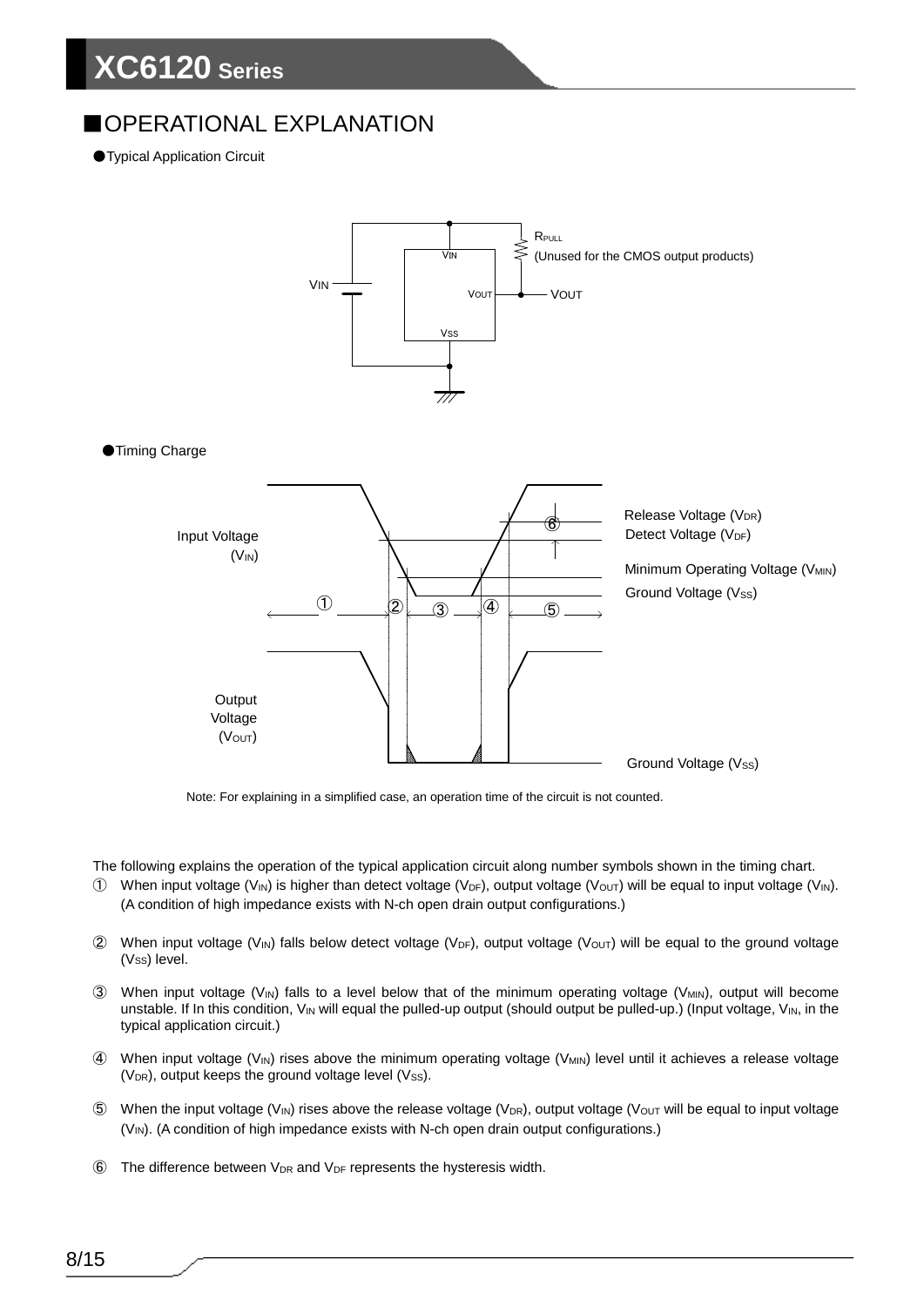## ■OPERATIONAL EXPLANATION

●Typical Application Circuit

$R_{PULL}$ (Unused for the CMOS output products)

●Timing Charge

Note: For explaining in a simplified case, an operation time of the circuit is not counted.

The following explains the operation of the typical application circuit along number symbols shown in the timing chart.

① When input voltage ($V_{IN}$) is higher than detect voltage ($V_{DF}$), output voltage ($V_{OUT}$) will be equal to input voltage ($V_{IN}$). (A condition of high impedance exists with N-ch open drain output configurations.)

② When input voltage ($V_{IN}$) falls below detect voltage ($V_{DF}$), output voltage ($V_{OUT}$) will be equal to the ground voltage ($V_{SS}$) level.

③ When input voltage ($V_{IN}$) falls to a level below that of the minimum operating voltage ($V_{MIN}$), output will become unstable. If In this condition, $V_{IN}$ will equal the pulled-up output (should output be pulled-up.) (Input voltage, $V_{IN}$, in the typical application circuit.)

④ When input voltage ($V_{IN}$) rises above the minimum operating voltage ($V_{MIN}$) level until it achieves a release voltage ($V_{DR}$), output keeps the ground voltage level ($V_{SS}$).

⑤ When the input voltage ($V_{IN}$) rises above the release voltage ($V_{DR}$), output voltage ($V_{OUT}$ will be equal to input voltage ($V_{IN}$). (A condition of high impedance exists with N-ch open drain output configurations.)

⑥ The difference between $V_{DR}$ and $V_{DF}$ represents the hysteresis width.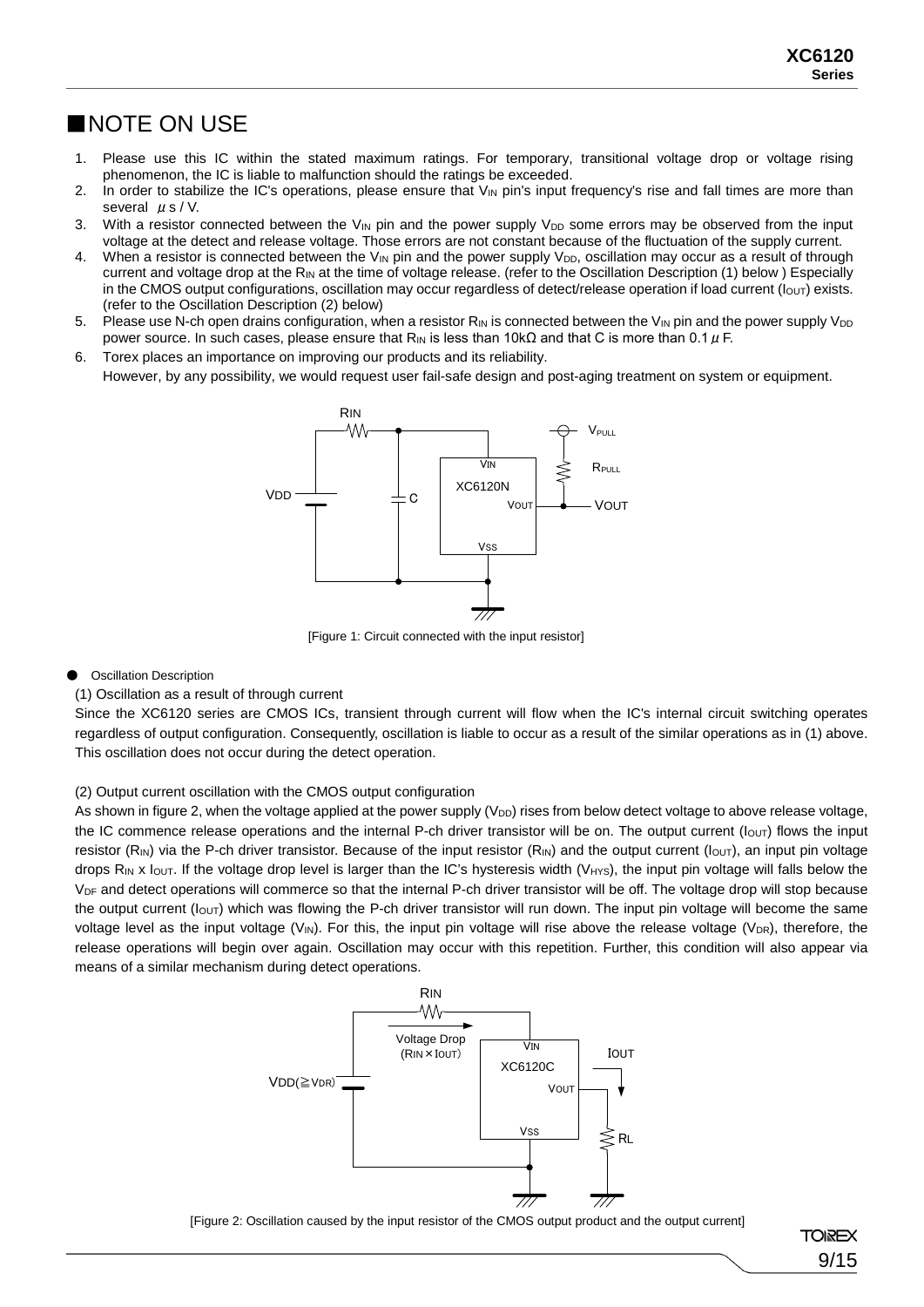## ■NOTE ON USE

1. Please use this IC within the stated maximum ratings. For temporary, transitional voltage drop or voltage rising phenomenon, the IC is liable to malfunction should the ratings be exceeded.
2. In order to stabilize the IC's operations, please ensure that $V_{IN}$ pin's input frequency's rise and fall times are more than several μs / V.
3. With a resistor connected between the $V_{IN}$ pin and the power supply $V_{DD}$ some errors may be observed from the input voltage at the detect and release voltage. Those errors are not constant because of the fluctuation of the supply current.
4. When a resistor is connected between the $V_{IN}$ pin and the power supply $V_{DD}$, oscillation may occur as a result of through current and voltage drop at the $R_{IN}$ at the time of voltage release. (refer to the Oscillation Description (1) below ) Especially in the CMOS output configurations, oscillation may occur regardless of detect/release operation if load current ($I_{OUT}$) exists. (refer to the Oscillation Description (2) below)
5. Please use N-ch open drains configuration, when a resistor $R_{IN}$ is connected between the $V_{IN}$ pin and the power supply $V_{DD}$ power source. In such cases, please ensure that $R_{IN}$ is less than 10kΩ and that C is more than 0.1μF.
6. Torex places an importance on improving our products and its reliability.
   However, by any possibility, we would request user fail-safe design and post-aging treatment on system or equipment.

[Figure 1: Circuit connected with the input resistor]

● Oscillation Description

(1) Oscillation as a result of through current

Since the XC6120 series are CMOS ICs, transient through current will flow when the IC's internal circuit switching operates regardless of output configuration. Consequently, oscillation is liable to occur as a result of the similar operations as in (1) above. This oscillation does not occur during the detect operation.

(2) Output current oscillation with the CMOS output configuration

As shown in figure 2, when the voltage applied at the power supply ($V_{DD}$) rises from below detect voltage to above release voltage, the IC commence release operations and the internal P-ch driver transistor will be on. The output current ($I_{OUT}$) flows the input resistor ($R_{IN}$) via the P-ch driver transistor. Because of the input resistor ($R_{IN}$) and the output current ($I_{OUT}$), an input pin voltage drops $R_{IN}$ x $I_{OUT}$. If the voltage drop level is larger than the IC's hysteresis width ($V_{HYS}$), the input pin voltage will falls below the $V_{DF}$ and detect operations will commerce so that the internal P-ch driver transistor will be off. The voltage drop will stop because the output current ($I_{OUT}$) which was flowing the P-ch driver transistor will run down. The input pin voltage will become the same voltage level as the input voltage ($V_{IN}$). For this, the input pin voltage will rise above the release voltage ($V_{DR}$), therefore, the release operations will begin over again. Oscillation may occur with this repetition. Further, this condition will also appear via means of a similar mechanism during detect operations.

[Figure 2: Oscillation caused by the input resistor of the CMOS output product and the output current]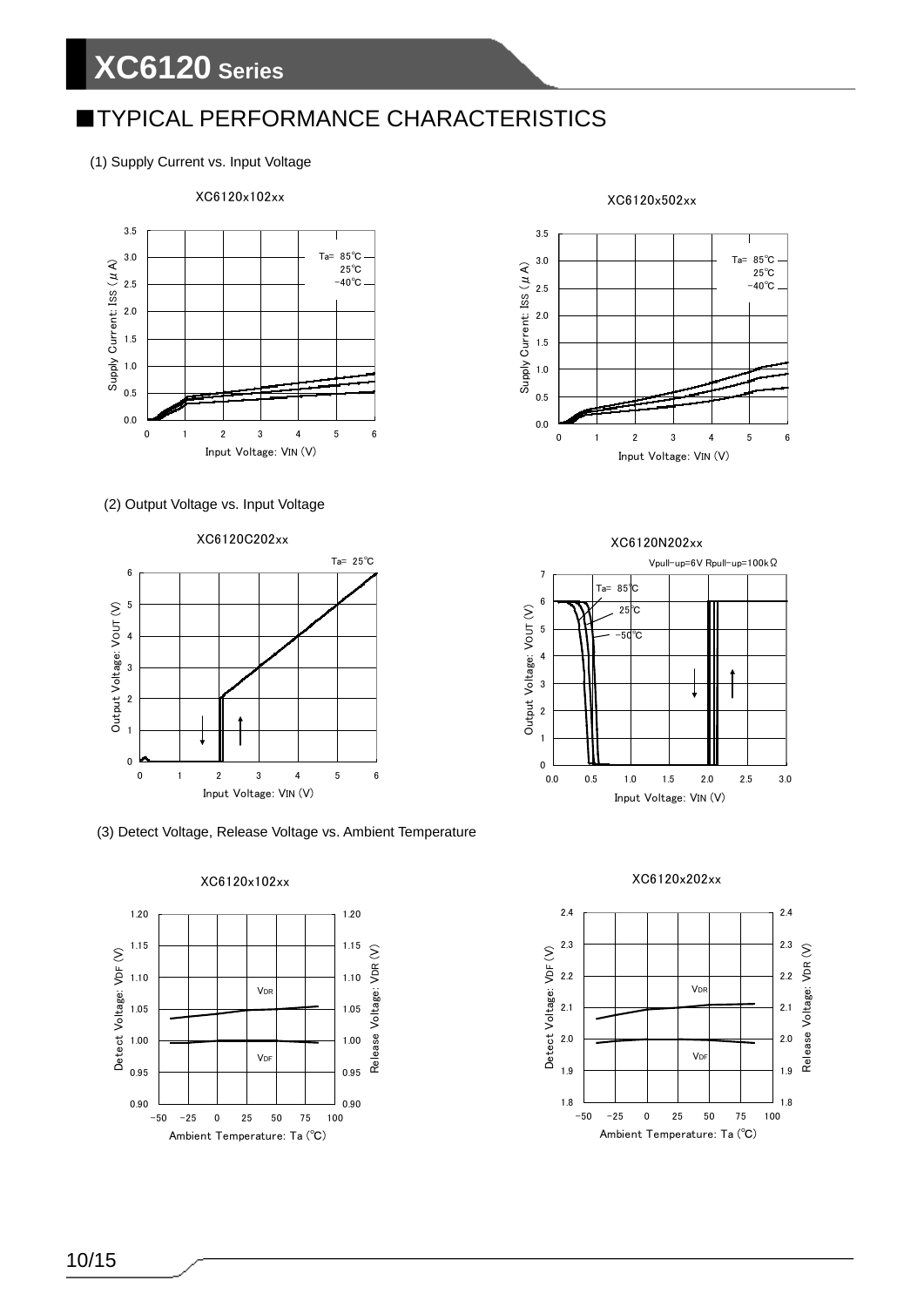## ■TYPICAL PERFORMANCE CHARACTERISTICS

(1) Supply Current vs. Input Voltage

XC6120x102xx

XC6120x502xx

(2) Output Voltage vs. Input Voltage

XC6120C202xx

XC6120N202xx

(3) Detect Voltage, Release Voltage vs. Ambient Temperature

XC6120x102xx

XC6120x202xx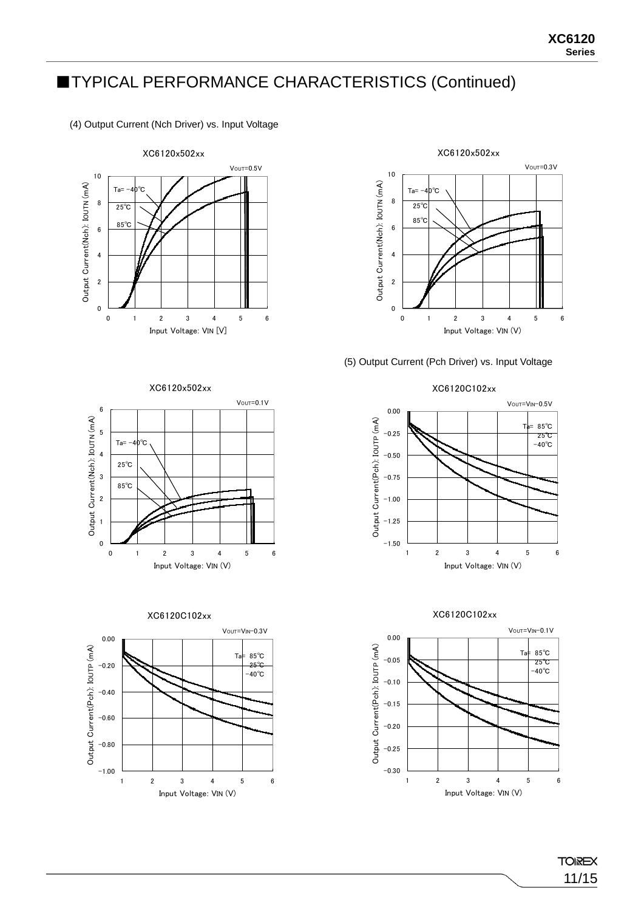## ■TYPICAL PERFORMANCE CHARACTERISTICS (Continued)

(4) Output Current (Nch Driver) vs. Input Voltage

XC6120x502xx

$V_{OUT}$=0.5V

Ta= -40℃, 25℃, 85℃

Output Current(Nch): IOUTN (mA)

Input Voltage: VIN [V]

XC6120x502xx

$V_{OUT}$=0.3V

Ta= -40℃, 25℃, 85℃

Output Current(Nch): IOUTN (mA)

Input Voltage: VIN (V)

XC6120x502xx

$V_{OUT}$=0.1V

Ta= -40℃, 25℃, 85℃

Output Current(Nch): IOUTN (mA)

Input Voltage: VIN (V)

(5) Output Current (Pch Driver) vs. Input Voltage

XC6120C102xx

$V_{OUT}$=$V_{IN}$-0.5V

Ta= 85℃, 25℃, -40℃

Output Current(Pch): IOUTP (mA)

Input Voltage: VIN (V)

XC6120C102xx

$V_{OUT}$=$V_{IN}$-0.3V

Ta= 85℃, 25℃, -40℃

Output Current(Pch): IOUTP (mA)

Input Voltage: VIN (V)

XC6120C102xx

$V_{OUT}$=$V_{IN}$-0.1V

Ta= 85℃, 25℃, -40℃

Output Current(Pch): IOUTP (mA)

Input Voltage: VIN (V)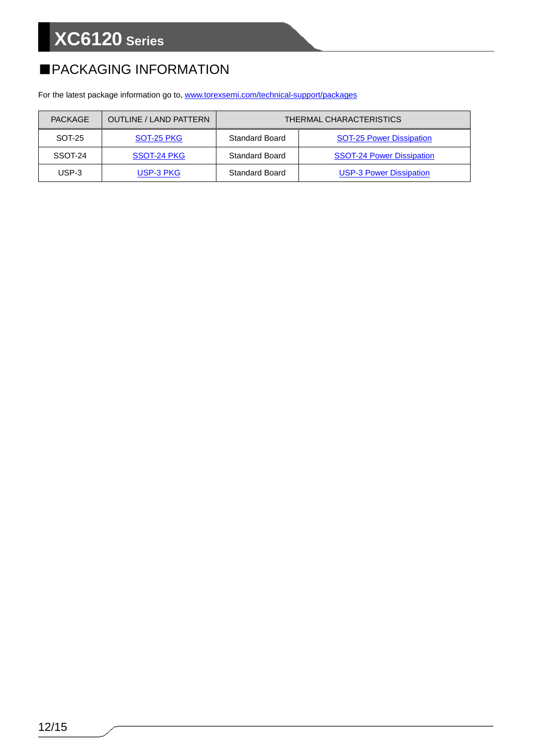## ■PACKAGING INFORMATION

For the latest package information go to, www.torexsemi.com/technical-support/packages

| PACKAGE | OUTLINE / LAND PATTERN | THERMAL CHARACTERISTICS | |
|---|---|---|---|
| SOT-25 | SOT-25 PKG | Standard Board | SOT-25 Power Dissipation |
| SSOT-24 | SSOT-24 PKG | Standard Board | SSOT-24 Power Dissipation |
| USP-3 | USP-3 PKG | Standard Board | USP-3 Power Dissipation |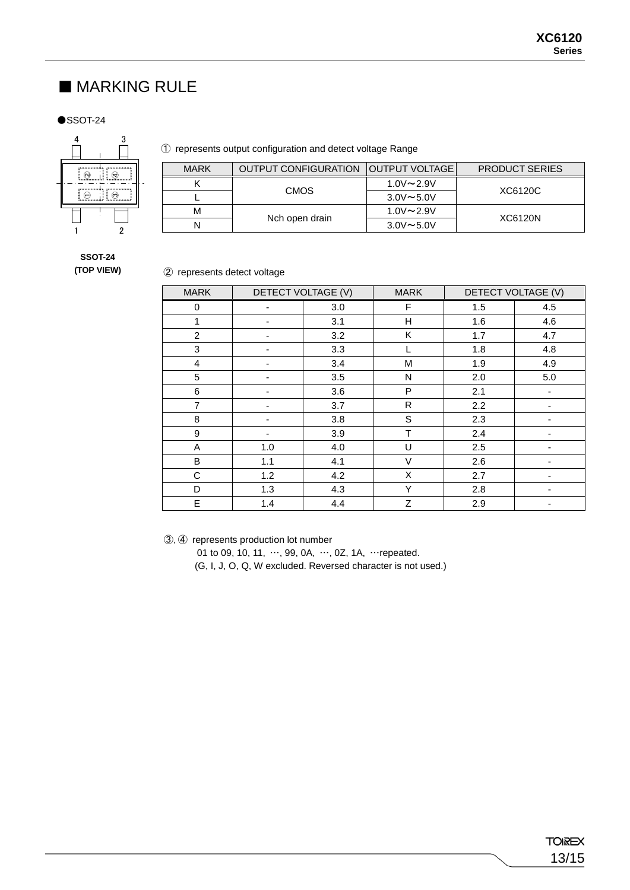## ■ MARKING RULE

●SSOT-24

4 3

1 2

**SSOT-24**
**(TOP VIEW)**

① represents output configuration and detect voltage Range

| MARK | OUTPUT CONFIGURATION | OUTPUT VOLTAGE | PRODUCT SERIES |
|---|---|---|---|
| K | CMOS | 1.0V～2.9V | XC6120C |
| L | | 3.0V～5.0V | |
| M | Nch open drain | 1.0V～2.9V | XC6120N |
| N | | 3.0V～5.0V | |

② represents detect voltage

| MARK | DETECT VOLTAGE (V) | | MARK | DETECT VOLTAGE (V) | |
|---|---|---|---|---|---|
| 0 | - | 3.0 | F | 1.5 | 4.5 |
| 1 | - | 3.1 | H | 1.6 | 4.6 |
| 2 | - | 3.2 | K | 1.7 | 4.7 |
| 3 | - | 3.3 | L | 1.8 | 4.8 |
| 4 | - | 3.4 | M | 1.9 | 4.9 |
| 5 | - | 3.5 | N | 2.0 | 5.0 |
| 6 | - | 3.6 | P | 2.1 | - |
| 7 | - | 3.7 | R | 2.2 | - |
| 8 | - | 3.8 | S | 2.3 | - |
| 9 | - | 3.9 | T | 2.4 | - |
| A | 1.0 | 4.0 | U | 2.5 | - |
| B | 1.1 | 4.1 | V | 2.6 | - |
| C | 1.2 | 4.2 | X | 2.7 | - |
| D | 1.3 | 4.3 | Y | 2.8 | - |
| E | 1.4 | 4.4 | Z | 2.9 | - |

③, ④ represents production lot number

01 to 09, 10, 11, ⋯, 99, 0A, ⋯, 0Z, 1A, ⋯repeated.

(G, I, J, O, Q, W excluded. Reversed character is not used.)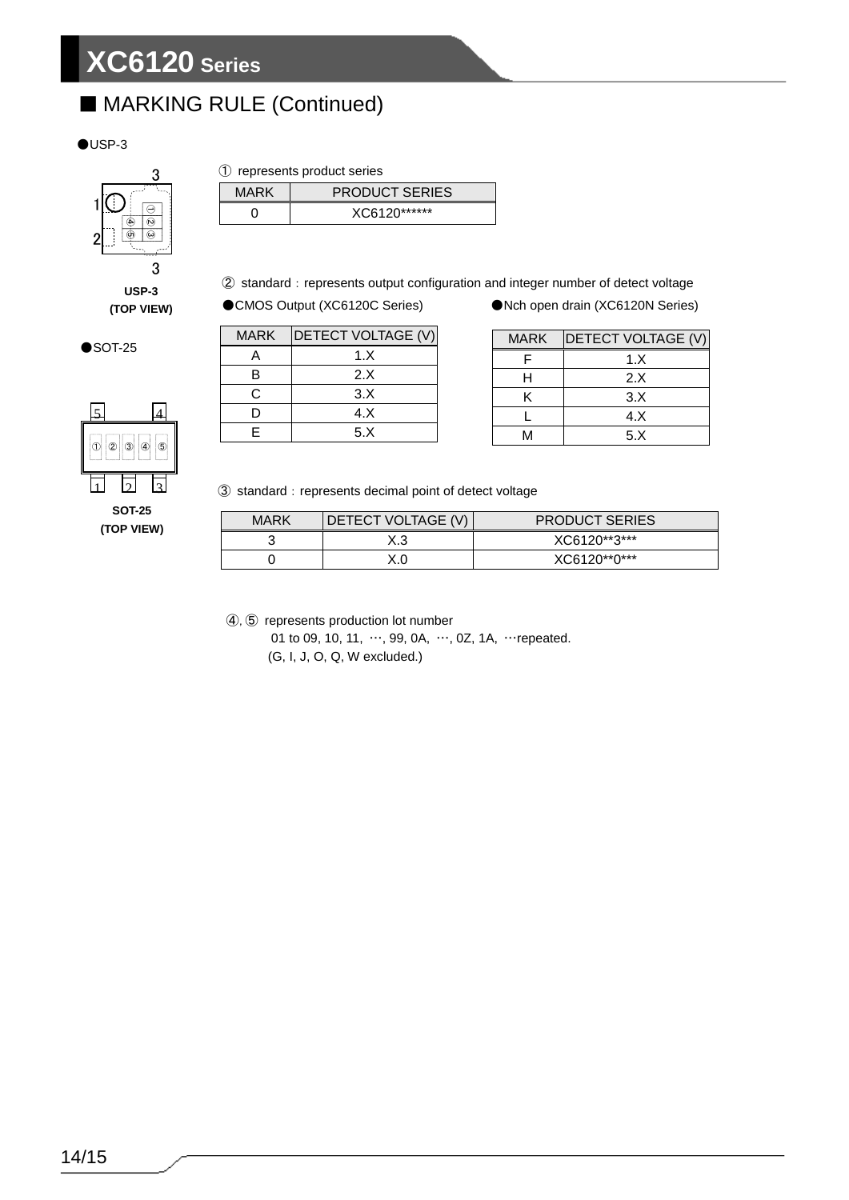## ■ MARKING RULE (Continued)

●USP-3

USP-3
(TOP VIEW)

●SOT-25

SOT-25
(TOP VIEW)

① represents product series

| MARK | PRODUCT SERIES |
|---|---|
| 0 | XC6120****** |

② standard : represents output configuration and integer number of detect voltage

●CMOS Output (XC6120C Series)

| MARK | DETECT VOLTAGE (V) |
|---|---|
| A | 1.X |
| B | 2.X |
| C | 3.X |
| D | 4.X |
| E | 5.X |

●Nch open drain (XC6120N Series)

| MARK | DETECT VOLTAGE (V) |
|---|---|
| F | 1.X |
| H | 2.X |
| K | 3.X |
| L | 4.X |
| M | 5.X |

③ standard : represents decimal point of detect voltage

| MARK | DETECT VOLTAGE (V) | PRODUCT SERIES |
|---|---|---|
| 3 | X.3 | XC6120**3*** |
| 0 | X.0 | XC6120**0*** |

④, ⑤ represents production lot number
01 to 09, 10, 11, …, 99, 0A, …, 0Z, 1A, …repeated.
(G, I, J, O, Q, W excluded.)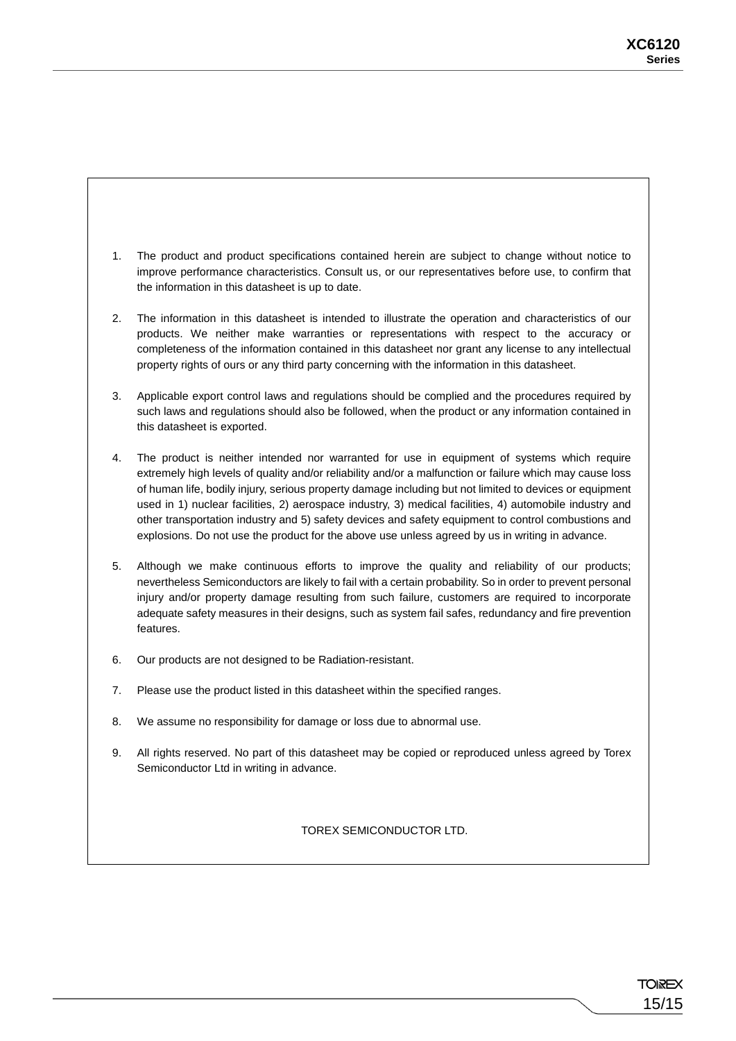1. The product and product specifications contained herein are subject to change without notice to improve performance characteristics. Consult us, or our representatives before use, to confirm that the information in this datasheet is up to date.

2. The information in this datasheet is intended to illustrate the operation and characteristics of our products. We neither make warranties or representations with respect to the accuracy or completeness of the information contained in this datasheet nor grant any license to any intellectual property rights of ours or any third party concerning with the information in this datasheet.

3. Applicable export control laws and regulations should be complied and the procedures required by such laws and regulations should also be followed, when the product or any information contained in this datasheet is exported.

4. The product is neither intended nor warranted for use in equipment of systems which require extremely high levels of quality and/or reliability and/or a malfunction or failure which may cause loss of human life, bodily injury, serious property damage including but not limited to devices or equipment used in 1) nuclear facilities, 2) aerospace industry, 3) medical facilities, 4) automobile industry and other transportation industry and 5) safety devices and safety equipment to control combustions and explosions. Do not use the product for the above use unless agreed by us in writing in advance.

5. Although we make continuous efforts to improve the quality and reliability of our products; nevertheless Semiconductors are likely to fail with a certain probability. So in order to prevent personal injury and/or property damage resulting from such failure, customers are required to incorporate adequate safety measures in their designs, such as system fail safes, redundancy and fire prevention features.

6. Our products are not designed to be Radiation-resistant.

7. Please use the product listed in this datasheet within the specified ranges.

8. We assume no responsibility for damage or loss due to abnormal use.

9. All rights reserved. No part of this datasheet may be copied or reproduced unless agreed by Torex Semiconductor Ltd in writing in advance.

TOREX SEMICONDUCTOR LTD.